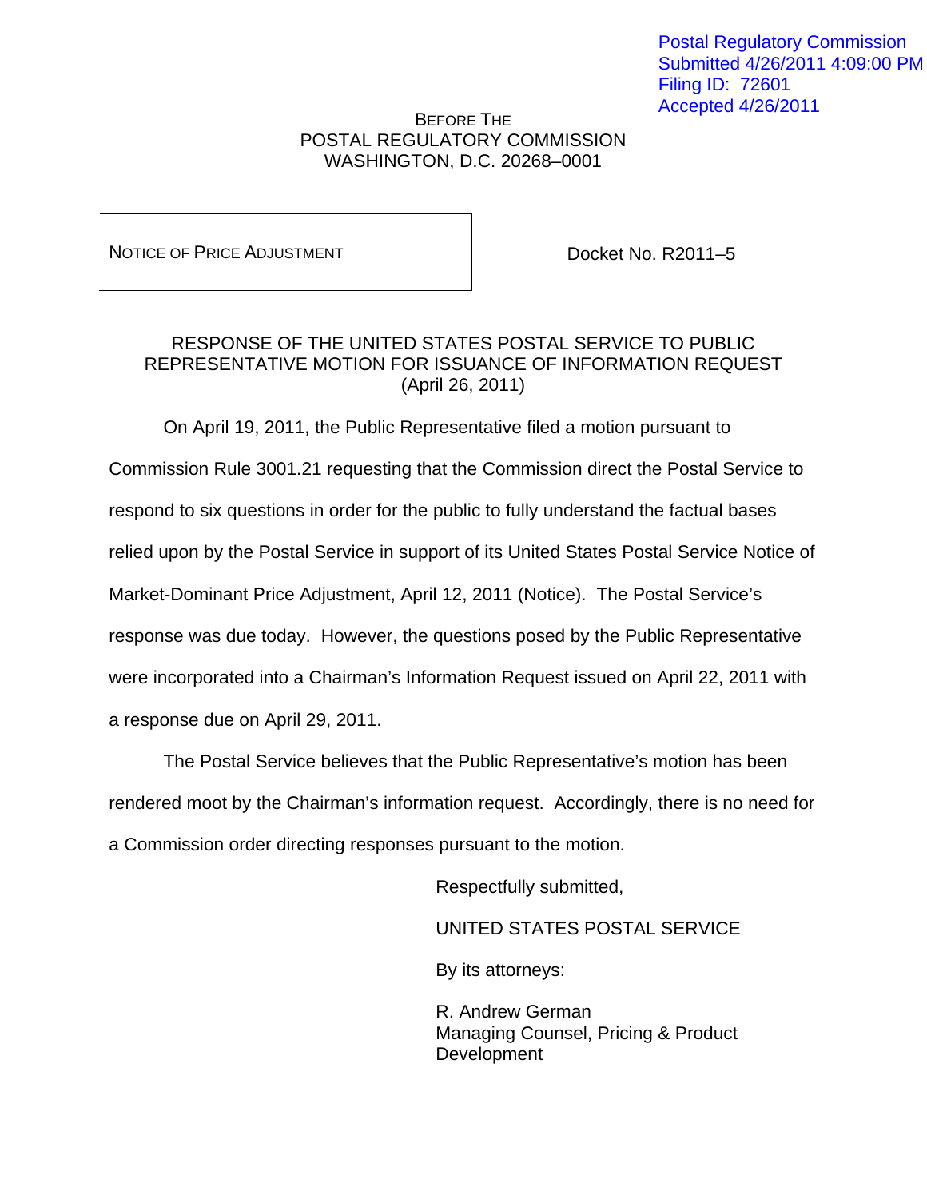Postal Regulatory Commission
Submitted 4/26/2011 4:09:00 PM
Filing ID: 72601
Accepted 4/26/2011

BEFORE THE
POSTAL REGULATORY COMMISSION
WASHINGTON, D.C. 20268–0001

| NOTICE OF PRICE ADJUSTMENT | Docket No. R2011–5 |
|---|---|

RESPONSE OF THE UNITED STATES POSTAL SERVICE TO PUBLIC REPRESENTATIVE MOTION FOR ISSUANCE OF INFORMATION REQUEST
(April 26, 2011)

On April 19, 2011, the Public Representative filed a motion pursuant to Commission Rule 3001.21 requesting that the Commission direct the Postal Service to respond to six questions in order for the public to fully understand the factual bases relied upon by the Postal Service in support of its United States Postal Service Notice of Market-Dominant Price Adjustment, April 12, 2011 (Notice). The Postal Service's response was due today. However, the questions posed by the Public Representative were incorporated into a Chairman's Information Request issued on April 22, 2011 with a response due on April 29, 2011.

The Postal Service believes that the Public Representative's motion has been rendered moot by the Chairman's information request. Accordingly, there is no need for a Commission order directing responses pursuant to the motion.

Respectfully submitted,

UNITED STATES POSTAL SERVICE

By its attorneys:

R. Andrew German
Managing Counsel, Pricing & Product Development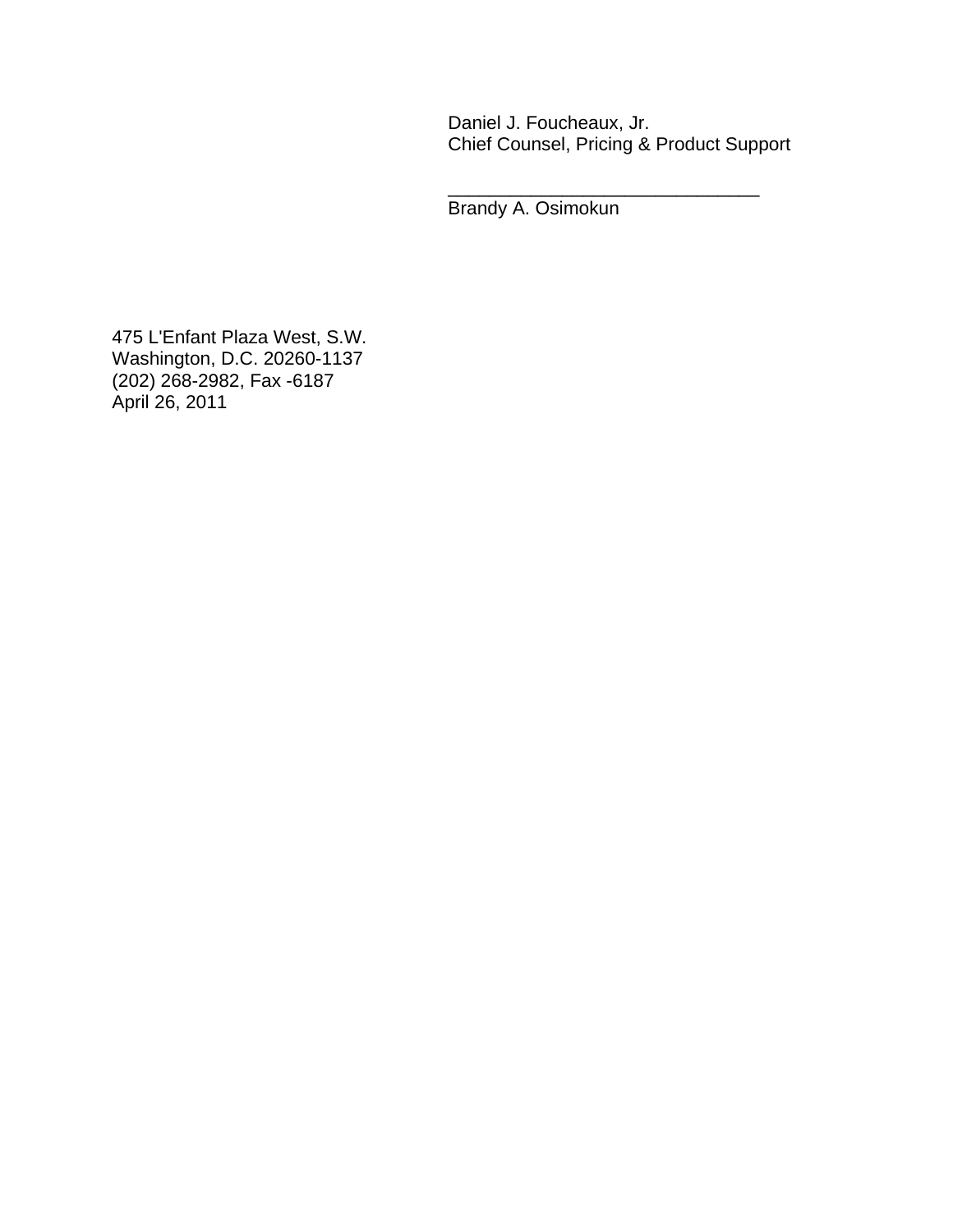Daniel J. Foucheaux, Jr.
Chief Counsel, Pricing & Product Support

______________________________
Brandy A. Osimokun

475 L'Enfant Plaza West, S.W.
Washington, D.C. 20260-1137
(202) 268-2982, Fax -6187
April 26, 2011